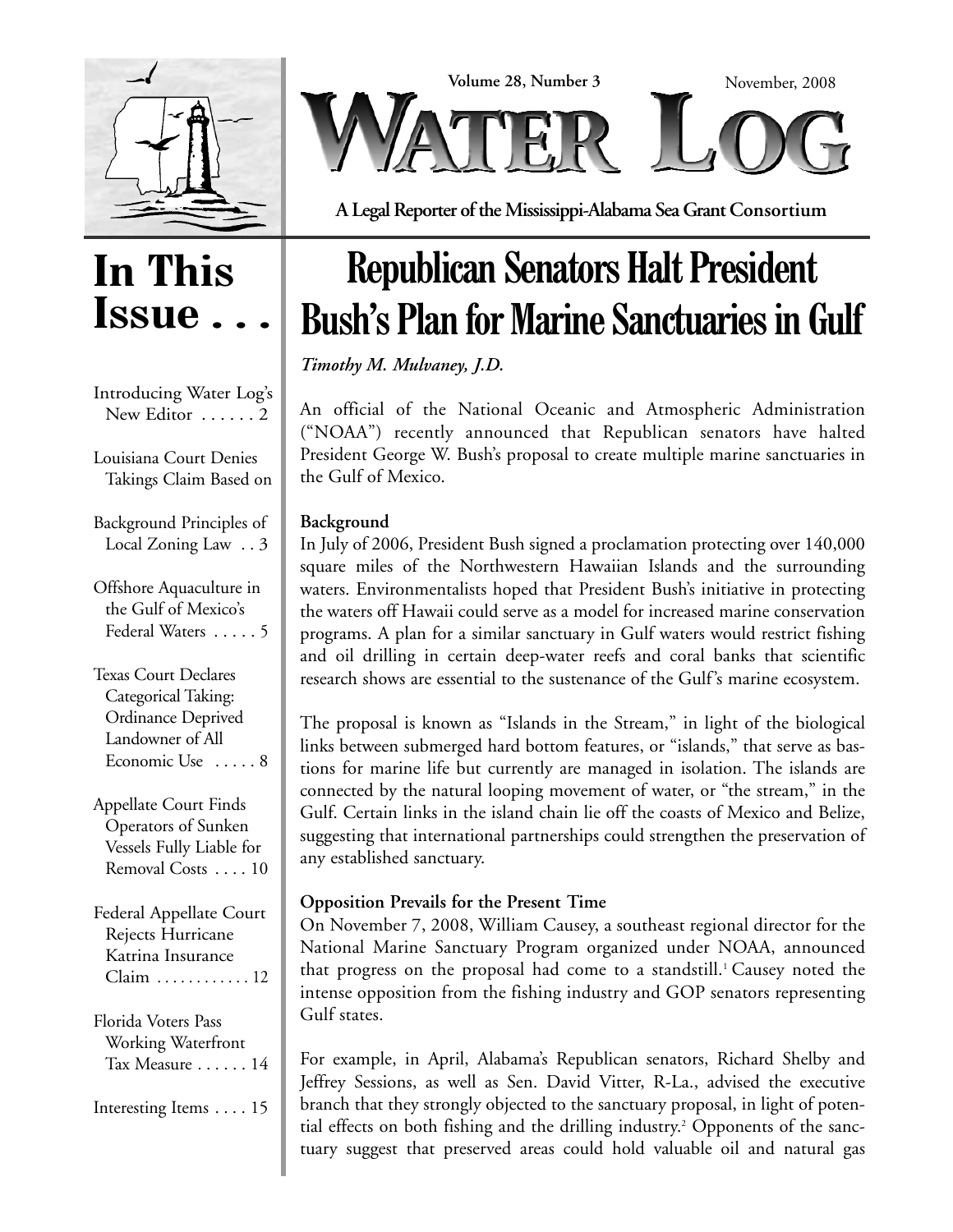Volume 28, Number 3

November, 2008

# WATER LOG

**A Legal Reporter of the Mississippi-Alabama Sea Grant Consortium**

## In This Issue . . .

Introducing Water Log's New Editor . . . . . . 2

Louisiana Court Denies Takings Claim Based on Background Principles of Local Zoning Law . . 3

Offshore Aquaculture in the Gulf of Mexico's Federal Waters . . . . . 5

Texas Court Declares Categorical Taking: Ordinance Deprived Landowner of All Economic Use . . . . . 8

Appellate Court Finds Operators of Sunken Vessels Fully Liable for Removal Costs . . . . 10

Federal Appellate Court Rejects Hurricane Katrina Insurance Claim . . . . . . . . . . . . 12

Florida Voters Pass Working Waterfront Tax Measure . . . . . . 14

Interesting Items . . . . 15

# Republican Senators Halt President Bush's Plan for Marine Sanctuaries in Gulf

*Timothy M. Mulvaney, J.D.*

An official of the National Oceanic and Atmospheric Administration ("NOAA") recently announced that Republican senators have halted President George W. Bush's proposal to create multiple marine sanctuaries in the Gulf of Mexico.

**Background**

In July of 2006, President Bush signed a proclamation protecting over 140,000 square miles of the Northwestern Hawaiian Islands and the surrounding waters. Environmentalists hoped that President Bush's initiative in protecting the waters off Hawaii could serve as a model for increased marine conservation programs. A plan for a similar sanctuary in Gulf waters would restrict fishing and oil drilling in certain deep-water reefs and coral banks that scientific research shows are essential to the sustenance of the Gulf's marine ecosystem.

The proposal is known as "Islands in the Stream," in light of the biological links between submerged hard bottom features, or "islands," that serve as bastions for marine life but currently are managed in isolation. The islands are connected by the natural looping movement of water, or "the stream," in the Gulf. Certain links in the island chain lie off the coasts of Mexico and Belize, suggesting that international partnerships could strengthen the preservation of any established sanctuary.

**Opposition Prevails for the Present Time**

On November 7, 2008, William Causey, a southeast regional director for the National Marine Sanctuary Program organized under NOAA, announced that progress on the proposal had come to a standstill.[1] Causey noted the intense opposition from the fishing industry and GOP senators representing Gulf states.

For example, in April, Alabama's Republican senators, Richard Shelby and Jeffrey Sessions, as well as Sen. David Vitter, R-La., advised the executive branch that they strongly objected to the sanctuary proposal, in light of potential effects on both fishing and the drilling industry.[2] Opponents of the sanctuary suggest that preserved areas could hold valuable oil and natural gas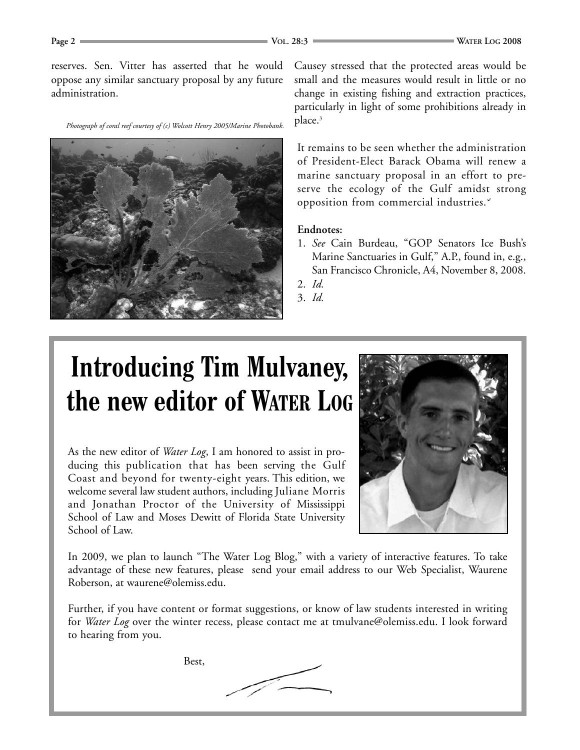reserves. Sen. Vitter has asserted that he would oppose any similar sanctuary proposal by any future administration.

*Photograph of coral reef courtesy of (c) Wolcott Henry 2005/Marine Photobank.*

Causey stressed that the protected areas would be small and the measures would result in little or no change in existing fishing and extraction practices, particularly in light of some prohibitions already in place.[3]

It remains to be seen whether the administration of President-Elect Barack Obama will renew a marine sanctuary proposal in an effort to preserve the ecology of the Gulf amidst strong opposition from commercial industries.

**Endnotes:**

1. *See* Cain Burdeau, "GOP Senators Ice Bush's Marine Sanctuaries in Gulf," A.P., found in, e.g., San Francisco Chronicle, A4, November 8, 2008.
2. *Id.*
3. *Id.*

# Introducing Tim Mulvaney, the new editor of WATER LOG

As the new editor of *Water Log*, I am honored to assist in producing this publication that has been serving the Gulf Coast and beyond for twenty-eight years. This edition, we welcome several law student authors, including Juliane Morris and Jonathan Proctor of the University of Mississippi School of Law and Moses Dewitt of Florida State University School of Law.

In 2009, we plan to launch "The Water Log Blog," with a variety of interactive features. To take advantage of these new features, please send your email address to our Web Specialist, Waurene Roberson, at waurene@olemiss.edu.

Further, if you have content or format suggestions, or know of law students interested in writing for *Water Log* over the winter recess, please contact me at tmulvane@olemiss.edu. I look forward to hearing from you.

Best,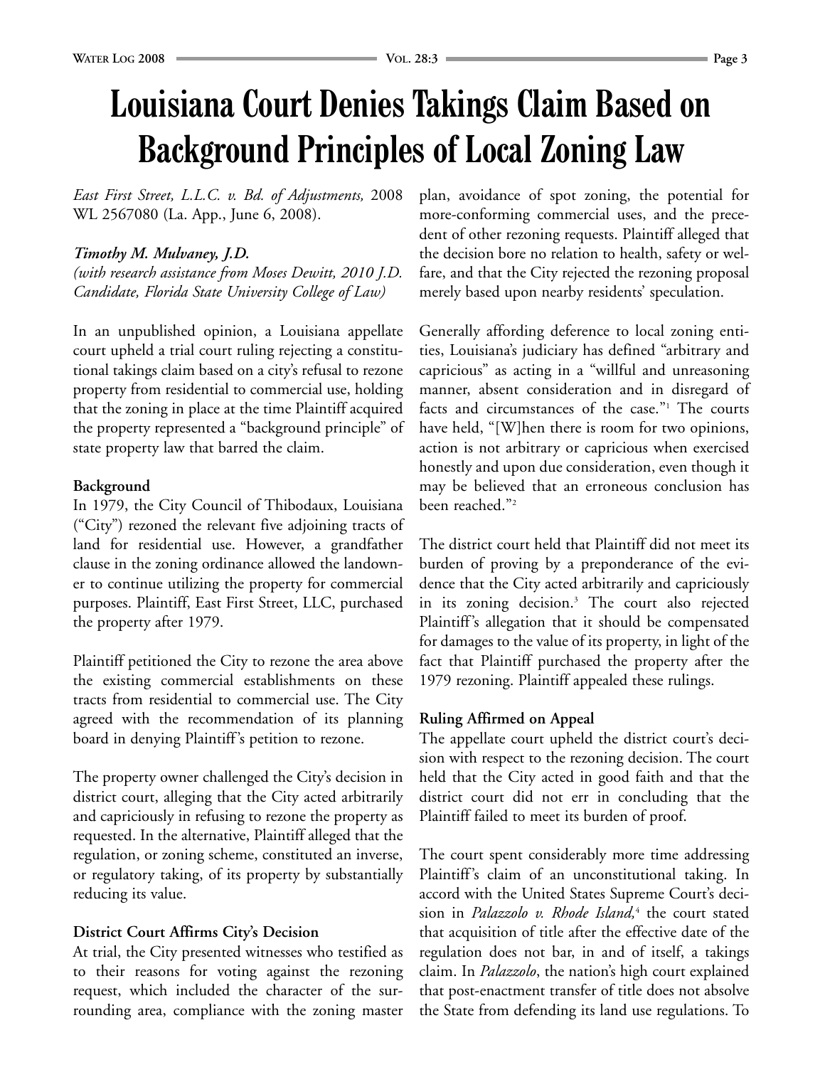# Louisiana Court Denies Takings Claim Based on Background Principles of Local Zoning Law

*East First Street, L.L.C. v. Bd. of Adjustments,* 2008 WL 2567080 (La. App., June 6, 2008).

***Timothy M. Mulvaney, J.D.***
*(with research assistance from Moses Dewitt, 2010 J.D. Candidate, Florida State University College of Law)*

In an unpublished opinion, a Louisiana appellate court upheld a trial court ruling rejecting a constitutional takings claim based on a city's refusal to rezone property from residential to commercial use, holding that the zoning in place at the time Plaintiff acquired the property represented a "background principle" of state property law that barred the claim.

**Background**

In 1979, the City Council of Thibodaux, Louisiana ("City") rezoned the relevant five adjoining tracts of land for residential use. However, a grandfather clause in the zoning ordinance allowed the landowner to continue utilizing the property for commercial purposes. Plaintiff, East First Street, LLC, purchased the property after 1979.

Plaintiff petitioned the City to rezone the area above the existing commercial establishments on these tracts from residential to commercial use. The City agreed with the recommendation of its planning board in denying Plaintiff's petition to rezone.

The property owner challenged the City's decision in district court, alleging that the City acted arbitrarily and capriciously in refusing to rezone the property as requested. In the alternative, Plaintiff alleged that the regulation, or zoning scheme, constituted an inverse, or regulatory taking, of its property by substantially reducing its value.

**District Court Affirms City's Decision**

At trial, the City presented witnesses who testified as to their reasons for voting against the rezoning request, which included the character of the surrounding area, compliance with the zoning master plan, avoidance of spot zoning, the potential for more-conforming commercial uses, and the precedent of other rezoning requests. Plaintiff alleged that the decision bore no relation to health, safety or welfare, and that the City rejected the rezoning proposal merely based upon nearby residents' speculation.

Generally affording deference to local zoning entities, Louisiana's judiciary has defined "arbitrary and capricious" as acting in a "willful and unreasoning manner, absent consideration and in disregard of facts and circumstances of the case."[1] The courts have held, "[W]hen there is room for two opinions, action is not arbitrary or capricious when exercised honestly and upon due consideration, even though it may be believed that an erroneous conclusion has been reached."[2]

The district court held that Plaintiff did not meet its burden of proving by a preponderance of the evidence that the City acted arbitrarily and capriciously in its zoning decision.[3] The court also rejected Plaintiff's allegation that it should be compensated for damages to the value of its property, in light of the fact that Plaintiff purchased the property after the 1979 rezoning. Plaintiff appealed these rulings.

**Ruling Affirmed on Appeal**

The appellate court upheld the district court's decision with respect to the rezoning decision. The court held that the City acted in good faith and that the district court did not err in concluding that the Plaintiff failed to meet its burden of proof.

The court spent considerably more time addressing Plaintiff's claim of an unconstitutional taking. In accord with the United States Supreme Court's decision in *Palazzolo v. Rhode Island,*[4] the court stated that acquisition of title after the effective date of the regulation does not bar, in and of itself, a takings claim. In *Palazzolo*, the nation's high court explained that post-enactment transfer of title does not absolve the State from defending its land use regulations. To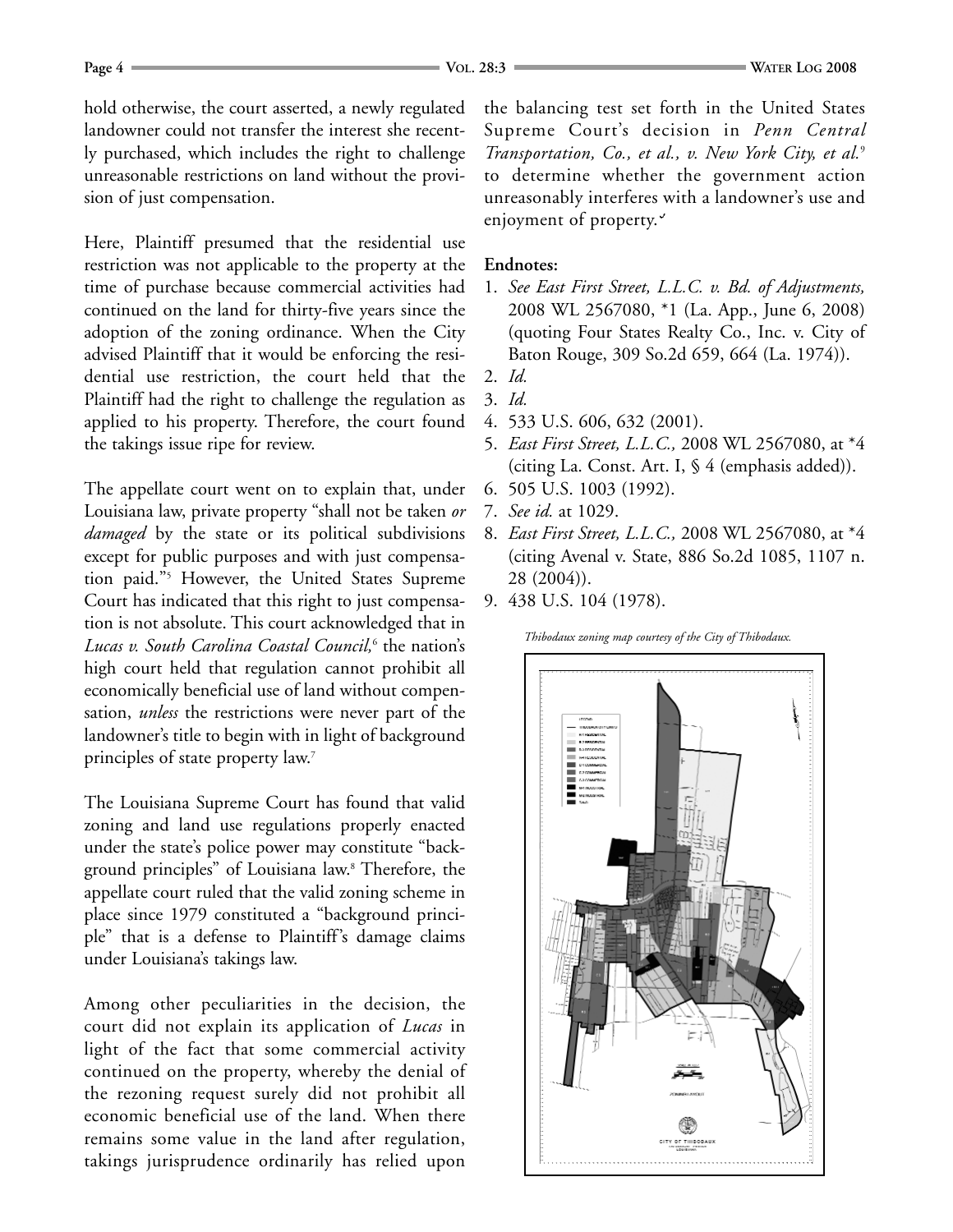hold otherwise, the court asserted, a newly regulated landowner could not transfer the interest she recently purchased, which includes the right to challenge unreasonable restrictions on land without the provision of just compensation.

Here, Plaintiff presumed that the residential use restriction was not applicable to the property at the time of purchase because commercial activities had continued on the land for thirty-five years since the adoption of the zoning ordinance. When the City advised Plaintiff that it would be enforcing the residential use restriction, the court held that the Plaintiff had the right to challenge the regulation as applied to his property. Therefore, the court found the takings issue ripe for review.

The appellate court went on to explain that, under Louisiana law, private property "shall not be taken *or damaged* by the state or its political subdivisions except for public purposes and with just compensation paid."[5] However, the United States Supreme Court has indicated that this right to just compensation is not absolute. This court acknowledged that in *Lucas v. South Carolina Coastal Council,*[6] the nation's high court held that regulation cannot prohibit all economically beneficial use of land without compensation, *unless* the restrictions were never part of the landowner's title to begin with in light of background principles of state property law.[7]

The Louisiana Supreme Court has found that valid zoning and land use regulations properly enacted under the state's police power may constitute "background principles" of Louisiana law.[8] Therefore, the appellate court ruled that the valid zoning scheme in place since 1979 constituted a "background principle" that is a defense to Plaintiff's damage claims under Louisiana's takings law.

Among other peculiarities in the decision, the court did not explain its application of *Lucas* in light of the fact that some commercial activity continued on the property, whereby the denial of the rezoning request surely did not prohibit all economic beneficial use of the land. When there remains some value in the land after regulation, takings jurisprudence ordinarily has relied upon the balancing test set forth in the United States Supreme Court's decision in *Penn Central Transportation, Co., et al., v. New York City, et al.*[9] to determine whether the government action unreasonably interferes with a landowner's use and enjoyment of property.

**Endnotes:**

1. *See East First Street, L.L.C. v. Bd. of Adjustments,* 2008 WL 2567080, \*1 (La. App., June 6, 2008) (quoting Four States Realty Co., Inc. v. City of Baton Rouge, 309 So.2d 659, 664 (La. 1974)).
2. *Id.*
3. *Id.*
4. 533 U.S. 606, 632 (2001).
5. *East First Street, L.L.C.,* 2008 WL 2567080, at \*4 (citing La. Const. Art. I, § 4 (emphasis added)).
6. 505 U.S. 1003 (1992).
7. *See id.* at 1029.
8. *East First Street, L.L.C.,* 2008 WL 2567080, at \*4 (citing Avenal v. State, 886 So.2d 1085, 1107 n. 28 (2004)).
9. 438 U.S. 104 (1978).

*Thibodaux zoning map courtesy of the City of Thibodaux.*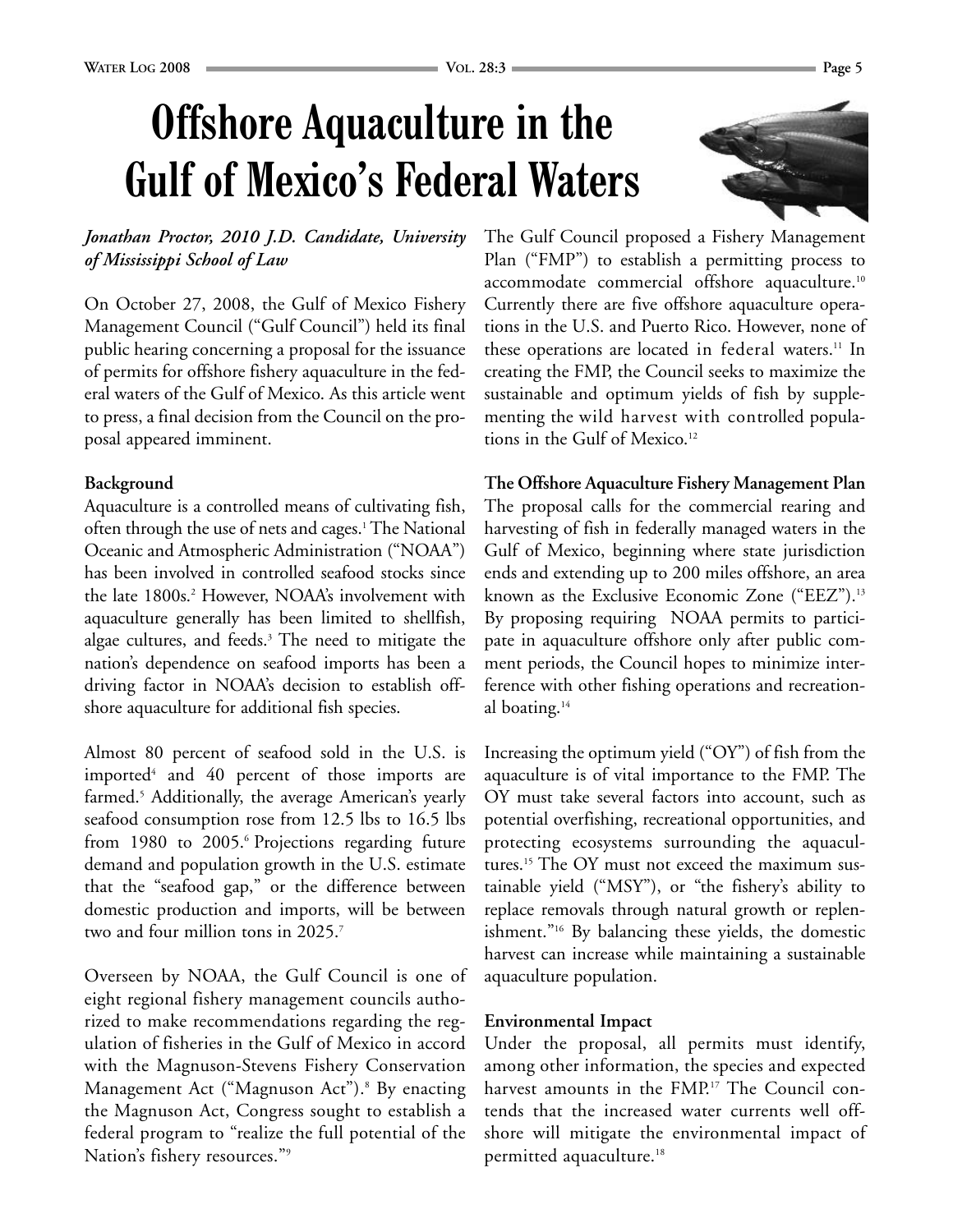# Offshore Aquaculture in the Gulf of Mexico's Federal Waters

*Jonathan Proctor, 2010 J.D. Candidate, University of Mississippi School of Law*

On October 27, 2008, the Gulf of Mexico Fishery Management Council ("Gulf Council") held its final public hearing concerning a proposal for the issuance of permits for offshore fishery aquaculture in the federal waters of the Gulf of Mexico. As this article went to press, a final decision from the Council on the proposal appeared imminent.

**Background**

Aquaculture is a controlled means of cultivating fish, often through the use of nets and cages.[1] The National Oceanic and Atmospheric Administration ("NOAA") has been involved in controlled seafood stocks since the late 1800s.[2] However, NOAA's involvement with aquaculture generally has been limited to shellfish, algae cultures, and feeds.[3] The need to mitigate the nation's dependence on seafood imports has been a driving factor in NOAA's decision to establish offshore aquaculture for additional fish species.

Almost 80 percent of seafood sold in the U.S. is imported[4] and 40 percent of those imports are farmed.[5] Additionally, the average American's yearly seafood consumption rose from 12.5 lbs to 16.5 lbs from 1980 to 2005.[6] Projections regarding future demand and population growth in the U.S. estimate that the "seafood gap," or the difference between domestic production and imports, will be between two and four million tons in 2025.[7]

Overseen by NOAA, the Gulf Council is one of eight regional fishery management councils authorized to make recommendations regarding the regulation of fisheries in the Gulf of Mexico in accord with the Magnuson-Stevens Fishery Conservation Management Act ("Magnuson Act").[8] By enacting the Magnuson Act, Congress sought to establish a federal program to "realize the full potential of the Nation's fishery resources."[9]

The Gulf Council proposed a Fishery Management Plan ("FMP") to establish a permitting process to accommodate commercial offshore aquaculture.[10] Currently there are five offshore aquaculture operations in the U.S. and Puerto Rico. However, none of these operations are located in federal waters.[11] In creating the FMP, the Council seeks to maximize the sustainable and optimum yields of fish by supplementing the wild harvest with controlled populations in the Gulf of Mexico.[12]

**The Offshore Aquaculture Fishery Management Plan**

The proposal calls for the commercial rearing and harvesting of fish in federally managed waters in the Gulf of Mexico, beginning where state jurisdiction ends and extending up to 200 miles offshore, an area known as the Exclusive Economic Zone ("EEZ").[13] By proposing requiring NOAA permits to participate in aquaculture offshore only after public comment periods, the Council hopes to minimize interference with other fishing operations and recreational boating.[14]

Increasing the optimum yield ("OY") of fish from the aquaculture is of vital importance to the FMP. The OY must take several factors into account, such as potential overfishing, recreational opportunities, and protecting ecosystems surrounding the aquacultures.[15] The OY must not exceed the maximum sustainable yield ("MSY"), or "the fishery's ability to replace removals through natural growth or replenishment."[16] By balancing these yields, the domestic harvest can increase while maintaining a sustainable aquaculture population.

**Environmental Impact**

Under the proposal, all permits must identify, among other information, the species and expected harvest amounts in the FMP.[17] The Council contends that the increased water currents well offshore will mitigate the environmental impact of permitted aquaculture.[18]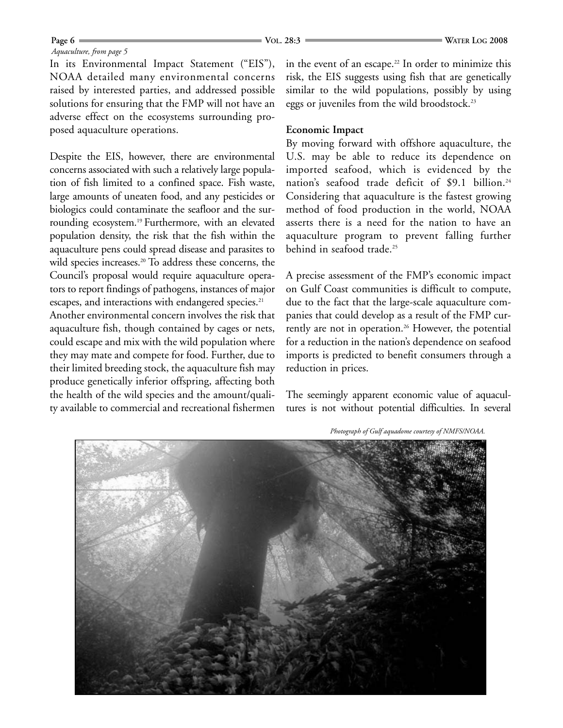*Aquaculture, from page 5*

In its Environmental Impact Statement ("EIS"), NOAA detailed many environmental concerns raised by interested parties, and addressed possible solutions for ensuring that the FMP will not have an adverse effect on the ecosystems surrounding proposed aquaculture operations.

Despite the EIS, however, there are environmental concerns associated with such a relatively large population of fish limited to a confined space. Fish waste, large amounts of uneaten food, and any pesticides or biologics could contaminate the seafloor and the surrounding ecosystem.[19] Furthermore, with an elevated population density, the risk that the fish within the aquaculture pens could spread disease and parasites to wild species increases.[20] To address these concerns, the Council's proposal would require aquaculture operators to report findings of pathogens, instances of major escapes, and interactions with endangered species.[21]

Another environmental concern involves the risk that aquaculture fish, though contained by cages or nets, could escape and mix with the wild population where they may mate and compete for food. Further, due to their limited breeding stock, the aquaculture fish may produce genetically inferior offspring, affecting both the health of the wild species and the amount/quality available to commercial and recreational fishermen in the event of an escape.[22] In order to minimize this risk, the EIS suggests using fish that are genetically similar to the wild populations, possibly by using eggs or juveniles from the wild broodstock.[23]

**Economic Impact**

By moving forward with offshore aquaculture, the U.S. may be able to reduce its dependence on imported seafood, which is evidenced by the nation's seafood trade deficit of $9.1 billion.[24] Considering that aquaculture is the fastest growing method of food production in the world, NOAA asserts there is a need for the nation to have an aquaculture program to prevent falling further behind in seafood trade.[25]

A precise assessment of the FMP's economic impact on Gulf Coast communities is difficult to compute, due to the fact that the large-scale aquaculture companies that could develop as a result of the FMP currently are not in operation.[26] However, the potential for a reduction in the nation's dependence on seafood imports is predicted to benefit consumers through a reduction in prices.

The seemingly apparent economic value of aquacultures is not without potential difficulties. In several

*Photograph of Gulf aquadome courtesy of NMFS/NOAA.*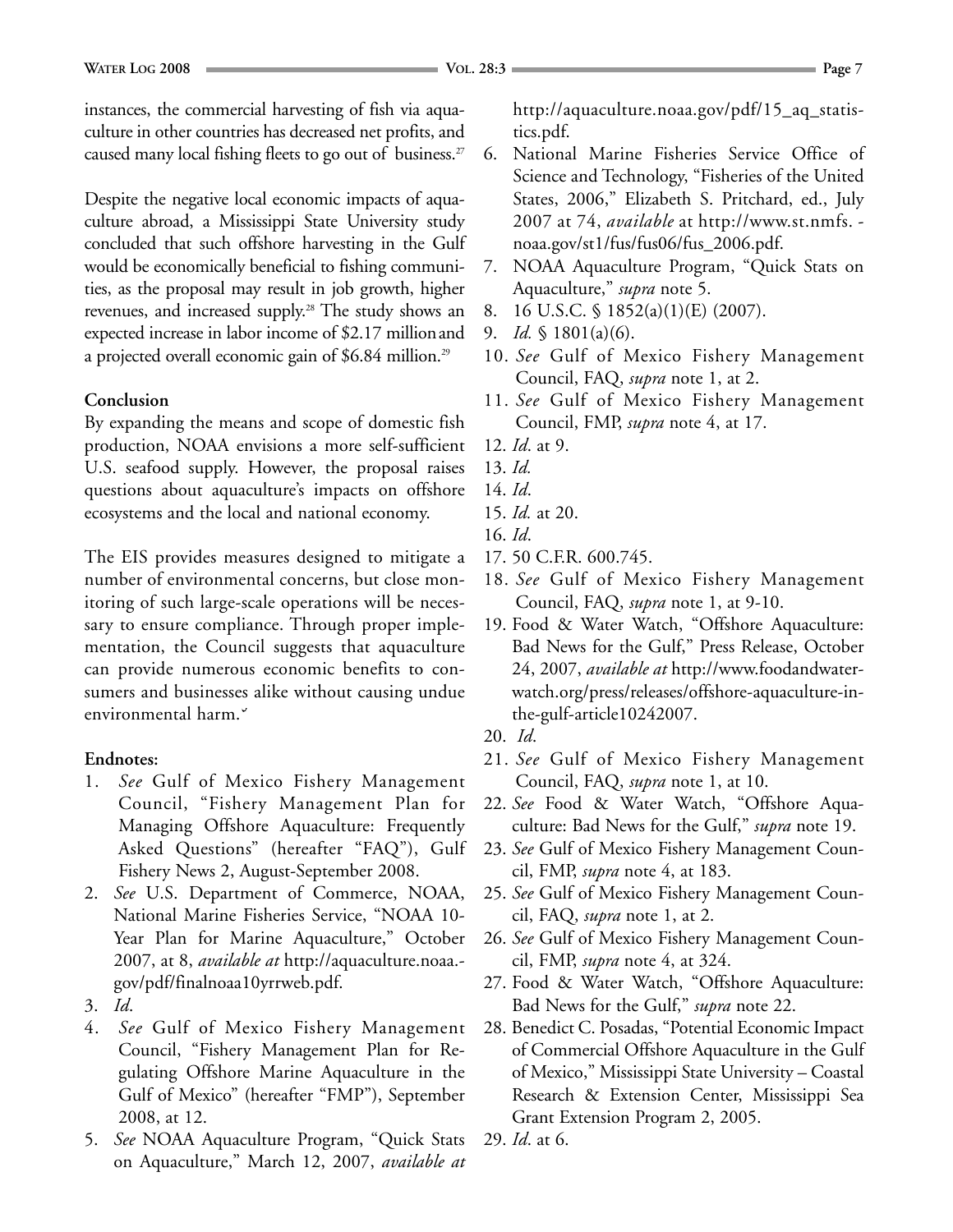instances, the commercial harvesting of fish via aquaculture in other countries has decreased net profits, and caused many local fishing fleets to go out of business.[27]

Despite the negative local economic impacts of aquaculture abroad, a Mississippi State University study concluded that such offshore harvesting in the Gulf would be economically beneficial to fishing communities, as the proposal may result in job growth, higher revenues, and increased supply.[28] The study shows an expected increase in labor income of $2.17 million and a projected overall economic gain of $6.84 million.[29]

**Conclusion**

By expanding the means and scope of domestic fish production, NOAA envisions a more self-sufficient U.S. seafood supply. However, the proposal raises questions about aquaculture's impacts on offshore ecosystems and the local and national economy.

The EIS provides measures designed to mitigate a number of environmental concerns, but close monitoring of such large-scale operations will be necessary to ensure compliance. Through proper implementation, the Council suggests that aquaculture can provide numerous economic benefits to consumers and businesses alike without causing undue environmental harm.˘

**Endnotes:**

1. *See* Gulf of Mexico Fishery Management Council, "Fishery Management Plan for Managing Offshore Aquaculture: Frequently Asked Questions" (hereafter "FAQ"), Gulf Fishery News 2, August-September 2008.
2. *See* U.S. Department of Commerce, NOAA, National Marine Fisheries Service, "NOAA 10-Year Plan for Marine Aquaculture," October 2007, at 8, *available at* http://aquaculture.noaa.gov/pdf/finalnoaa10yrrweb.pdf.
3. *Id.*
4. *See* Gulf of Mexico Fishery Management Council, "Fishery Management Plan for Regulating Offshore Marine Aquaculture in the Gulf of Mexico" (hereafter "FMP"), September 2008, at 12.
5. *See* NOAA Aquaculture Program, "Quick Stats on Aquaculture," March 12, 2007, *available at* http://aquaculture.noaa.gov/pdf/15_aq_statistics.pdf.
6. National Marine Fisheries Service Office of Science and Technology, "Fisheries of the United States, 2006," Elizabeth S. Pritchard, ed., July 2007 at 74, *available* at http://www.st.nmfs.noaa.gov/st1/fus/fus06/fus_2006.pdf.
7. NOAA Aquaculture Program, "Quick Stats on Aquaculture," *supra* note 5.
8. 16 U.S.C. § 1852(a)(1)(E) (2007).
9. *Id.* § 1801(a)(6).
10. *See* Gulf of Mexico Fishery Management Council, FAQ, *supra* note 1, at 2.
11. *See* Gulf of Mexico Fishery Management Council, FMP, *supra* note 4, at 17.
12. *Id*. at 9.
13. *Id.*
14. *Id*.
15. *Id.* at 20.
16. *Id*.
17. 50 C.F.R. 600.745.
18. *See* Gulf of Mexico Fishery Management Council, FAQ, *supra* note 1, at 9-10.
19. Food & Water Watch, "Offshore Aquaculture: Bad News for the Gulf," Press Release, October 24, 2007, *available at* http://www.foodandwaterwatch.org/press/releases/offshore-aquaculture-in-the-gulf-article10242007.
20. *Id*.
21. *See* Gulf of Mexico Fishery Management Council, FAQ, *supra* note 1, at 10.
22. *See* Food & Water Watch, "Offshore Aquaculture: Bad News for the Gulf," *supra* note 19.
23. *See* Gulf of Mexico Fishery Management Council, FMP, *supra* note 4, at 183.
25. *See* Gulf of Mexico Fishery Management Council, FAQ, *supra* note 1, at 2.
26. *See* Gulf of Mexico Fishery Management Council, FMP, *supra* note 4, at 324.
27. Food & Water Watch, "Offshore Aquaculture: Bad News for the Gulf," *supra* note 22.
28. Benedict C. Posadas, "Potential Economic Impact of Commercial Offshore Aquaculture in the Gulf of Mexico," Mississippi State University – Coastal Research & Extension Center, Mississippi Sea Grant Extension Program 2, 2005.
29. *Id.* at 6.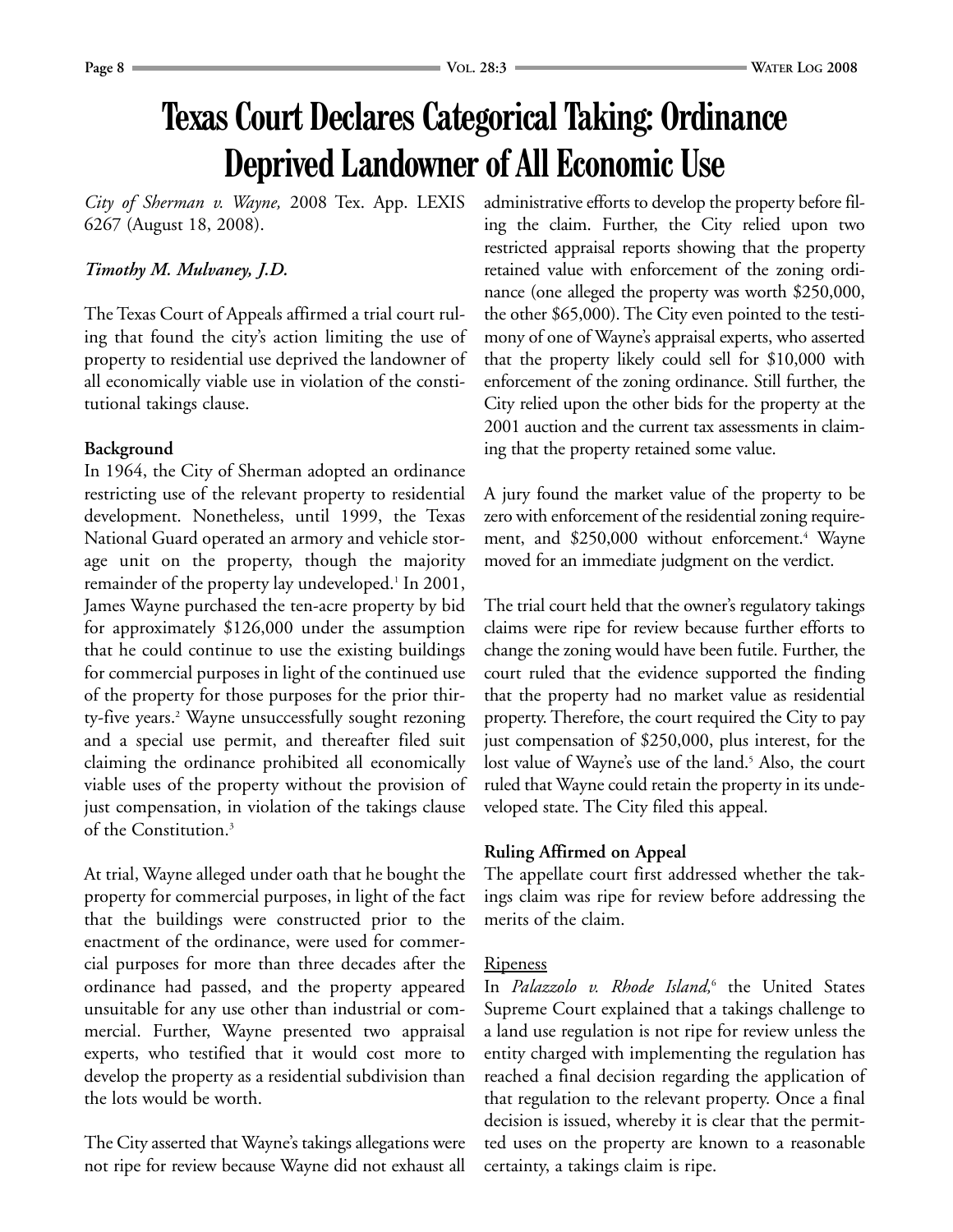# Texas Court Declares Categorical Taking: Ordinance Deprived Landowner of All Economic Use

*City of Sherman v. Wayne,* 2008 Tex. App. LEXIS 6267 (August 18, 2008).

***Timothy M. Mulvaney, J.D.***

The Texas Court of Appeals affirmed a trial court ruling that found the city's action limiting the use of property to residential use deprived the landowner of all economically viable use in violation of the constitutional takings clause.

**Background**

In 1964, the City of Sherman adopted an ordinance restricting use of the relevant property to residential development. Nonetheless, until 1999, the Texas National Guard operated an armory and vehicle storage unit on the property, though the majority remainder of the property lay undeveloped.[1] In 2001, James Wayne purchased the ten-acre property by bid for approximately $126,000 under the assumption that he could continue to use the existing buildings for commercial purposes in light of the continued use of the property for those purposes for the prior thirty-five years.[2] Wayne unsuccessfully sought rezoning and a special use permit, and thereafter filed suit claiming the ordinance prohibited all economically viable uses of the property without the provision of just compensation, in violation of the takings clause of the Constitution.[3]

At trial, Wayne alleged under oath that he bought the property for commercial purposes, in light of the fact that the buildings were constructed prior to the enactment of the ordinance, were used for commercial purposes for more than three decades after the ordinance had passed, and the property appeared unsuitable for any use other than industrial or commercial. Further, Wayne presented two appraisal experts, who testified that it would cost more to develop the property as a residential subdivision than the lots would be worth.

The City asserted that Wayne's takings allegations were not ripe for review because Wayne did not exhaust all administrative efforts to develop the property before filing the claim. Further, the City relied upon two restricted appraisal reports showing that the property retained value with enforcement of the zoning ordinance (one alleged the property was worth $250,000, the other $65,000). The City even pointed to the testimony of one of Wayne's appraisal experts, who asserted that the property likely could sell for $10,000 with enforcement of the zoning ordinance. Still further, the City relied upon the other bids for the property at the 2001 auction and the current tax assessments in claiming that the property retained some value.

A jury found the market value of the property to be zero with enforcement of the residential zoning requirement, and $250,000 without enforcement.[4] Wayne moved for an immediate judgment on the verdict.

The trial court held that the owner's regulatory takings claims were ripe for review because further efforts to change the zoning would have been futile. Further, the court ruled that the evidence supported the finding that the property had no market value as residential property. Therefore, the court required the City to pay just compensation of $250,000, plus interest, for the lost value of Wayne's use of the land.[5] Also, the court ruled that Wayne could retain the property in its undeveloped state. The City filed this appeal.

**Ruling Affirmed on Appeal**

The appellate court first addressed whether the takings claim was ripe for review before addressing the merits of the claim.

Ripeness

In *Palazzolo v. Rhode Island,*[6] the United States Supreme Court explained that a takings challenge to a land use regulation is not ripe for review unless the entity charged with implementing the regulation has reached a final decision regarding the application of that regulation to the relevant property. Once a final decision is issued, whereby it is clear that the permitted uses on the property are known to a reasonable certainty, a takings claim is ripe.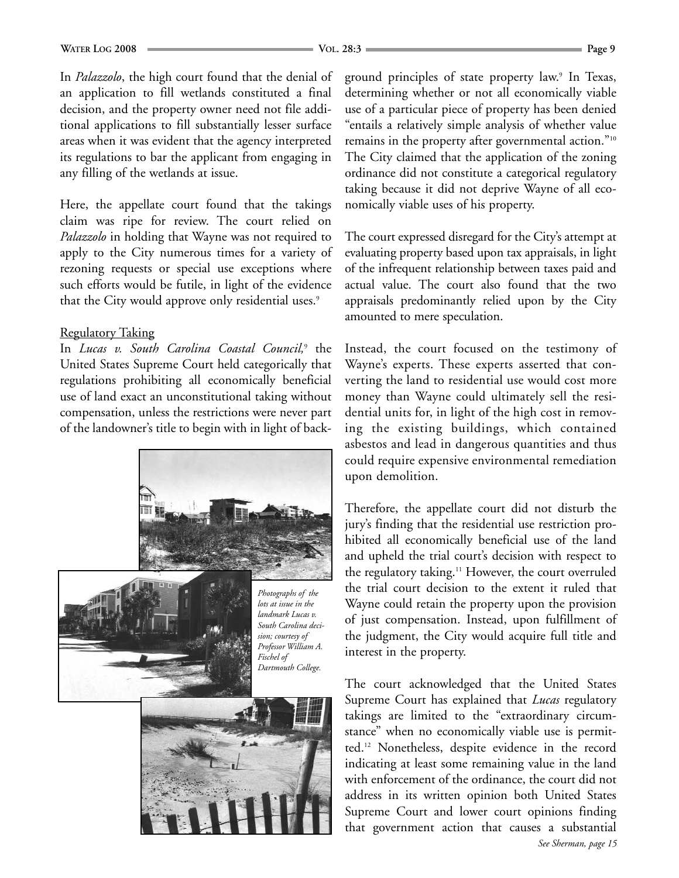In *Palazzolo*, the high court found that the denial of an application to fill wetlands constituted a final decision, and the property owner need not file additional applications to fill substantially lesser surface areas when it was evident that the agency interpreted its regulations to bar the applicant from engaging in any filling of the wetlands at issue.

Here, the appellate court found that the takings claim was ripe for review. The court relied on *Palazzolo* in holding that Wayne was not required to apply to the City numerous times for a variety of rezoning requests or special use exceptions where such efforts would be futile, in light of the evidence that the City would approve only residential uses.[9]

Regulatory Taking

In *Lucas v. South Carolina Coastal Council*,[9] the United States Supreme Court held categorically that regulations prohibiting all economically beneficial use of land exact an unconstitutional taking without compensation, unless the restrictions were never part of the landowner's title to begin with in light of background principles of state property law.[9] In Texas, determining whether or not all economically viable use of a particular piece of property has been denied "entails a relatively simple analysis of whether value remains in the property after governmental action."[10] The City claimed that the application of the zoning ordinance did not constitute a categorical regulatory taking because it did not deprive Wayne of all economically viable uses of his property.

*Photographs of the lots at issue in the landmark Lucas v. South Carolina decision; courtesy of Professor William A. Fischel of Dartmouth College.*

The court expressed disregard for the City's attempt at evaluating property based upon tax appraisals, in light of the infrequent relationship between taxes paid and actual value. The court also found that the two appraisals predominantly relied upon by the City amounted to mere speculation.

Instead, the court focused on the testimony of Wayne's experts. These experts asserted that converting the land to residential use would cost more money than Wayne could ultimately sell the residential units for, in light of the high cost in removing the existing buildings, which contained asbestos and lead in dangerous quantities and thus could require expensive environmental remediation upon demolition.

Therefore, the appellate court did not disturb the jury's finding that the residential use restriction prohibited all economically beneficial use of the land and upheld the trial court's decision with respect to the regulatory taking.[11] However, the court overruled the trial court decision to the extent it ruled that Wayne could retain the property upon the provision of just compensation. Instead, upon fulfillment of the judgment, the City would acquire full title and interest in the property.

The court acknowledged that the United States Supreme Court has explained that *Lucas* regulatory takings are limited to the "extraordinary circumstance" when no economically viable use is permitted.[12] Nonetheless, despite evidence in the record indicating at least some remaining value in the land with enforcement of the ordinance, the court did not address in its written opinion both United States Supreme Court and lower court opinions finding that government action that causes a substantial

*See Sherman, page 15*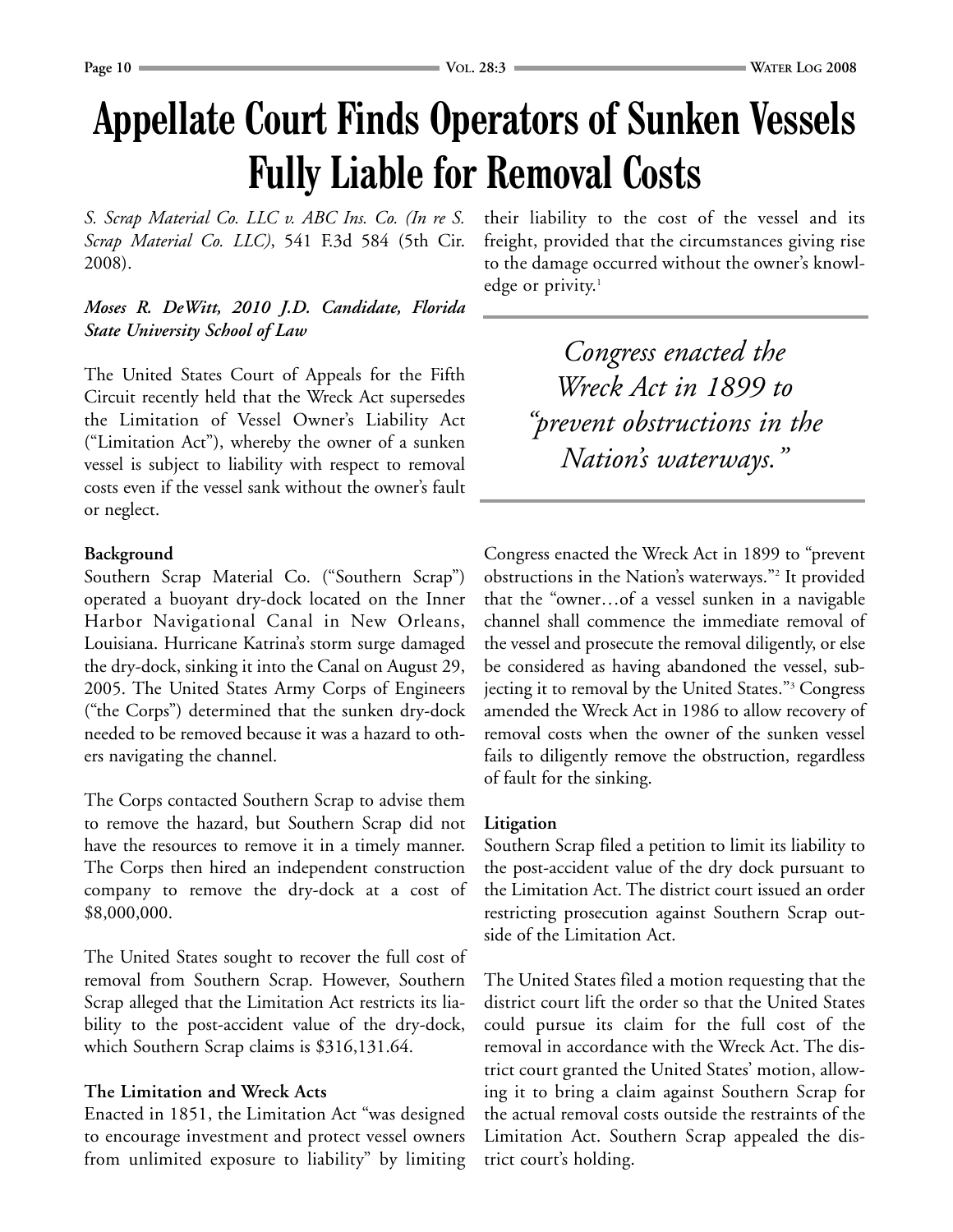# Appellate Court Finds Operators of Sunken Vessels Fully Liable for Removal Costs

*S. Scrap Material Co. LLC v. ABC Ins. Co. (In re S. Scrap Material Co. LLC)*, 541 F.3d 584 (5th Cir. 2008).

***Moses R. DeWitt, 2010 J.D. Candidate, Florida State University School of Law***

The United States Court of Appeals for the Fifth Circuit recently held that the Wreck Act supersedes the Limitation of Vessel Owner's Liability Act ("Limitation Act"), whereby the owner of a sunken vessel is subject to liability with respect to removal costs even if the vessel sank without the owner's fault or neglect.

**Background**

Southern Scrap Material Co. ("Southern Scrap") operated a buoyant dry-dock located on the Inner Harbor Navigational Canal in New Orleans, Louisiana. Hurricane Katrina's storm surge damaged the dry-dock, sinking it into the Canal on August 29, 2005. The United States Army Corps of Engineers ("the Corps") determined that the sunken dry-dock needed to be removed because it was a hazard to others navigating the channel.

The Corps contacted Southern Scrap to advise them to remove the hazard, but Southern Scrap did not have the resources to remove it in a timely manner. The Corps then hired an independent construction company to remove the dry-dock at a cost of $8,000,000.

The United States sought to recover the full cost of removal from Southern Scrap. However, Southern Scrap alleged that the Limitation Act restricts its liability to the post-accident value of the dry-dock, which Southern Scrap claims is $316,131.64.

**The Limitation and Wreck Acts**

Enacted in 1851, the Limitation Act "was designed to encourage investment and protect vessel owners from unlimited exposure to liability" by limiting their liability to the cost of the vessel and its freight, provided that the circumstances giving rise to the damage occurred without the owner's knowledge or privity.[1]

> *Congress enacted the Wreck Act in 1899 to "prevent obstructions in the Nation's waterways."*

Congress enacted the Wreck Act in 1899 to "prevent obstructions in the Nation's waterways."[2] It provided that the "owner…of a vessel sunken in a navigable channel shall commence the immediate removal of the vessel and prosecute the removal diligently, or else be considered as having abandoned the vessel, subjecting it to removal by the United States."[3] Congress amended the Wreck Act in 1986 to allow recovery of removal costs when the owner of the sunken vessel fails to diligently remove the obstruction, regardless of fault for the sinking.

**Litigation**

Southern Scrap filed a petition to limit its liability to the post-accident value of the dry dock pursuant to the Limitation Act. The district court issued an order restricting prosecution against Southern Scrap outside of the Limitation Act.

The United States filed a motion requesting that the district court lift the order so that the United States could pursue its claim for the full cost of the removal in accordance with the Wreck Act. The district court granted the United States' motion, allowing it to bring a claim against Southern Scrap for the actual removal costs outside the restraints of the Limitation Act. Southern Scrap appealed the district court's holding.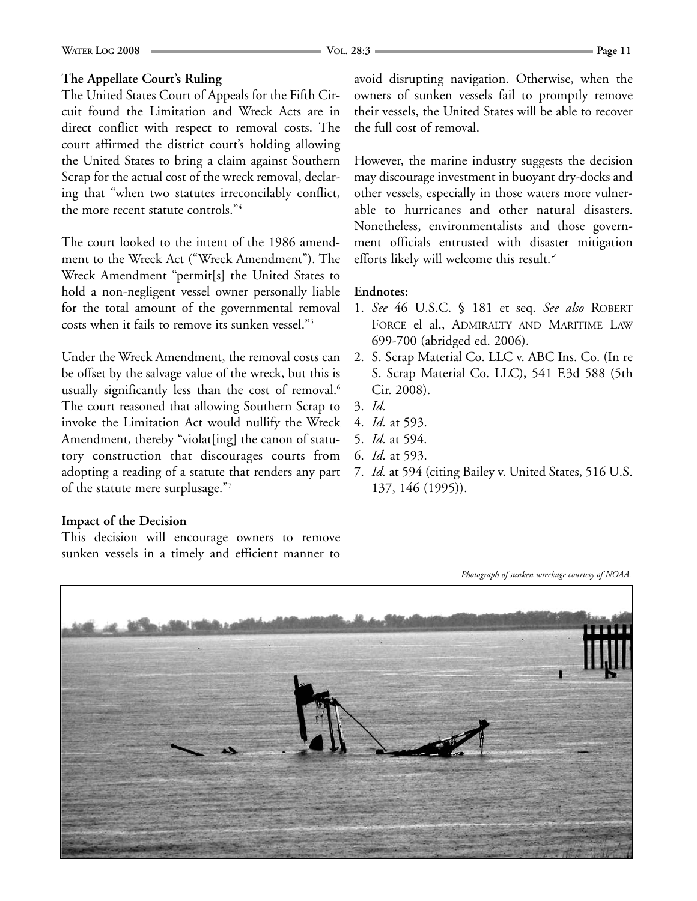### The Appellate Court's Ruling

The United States Court of Appeals for the Fifth Circuit found the Limitation and Wreck Acts are in direct conflict with respect to removal costs. The court affirmed the district court's holding allowing the United States to bring a claim against Southern Scrap for the actual cost of the wreck removal, declaring that "when two statutes irreconcilably conflict, the more recent statute controls."[4]

The court looked to the intent of the 1986 amendment to the Wreck Act ("Wreck Amendment"). The Wreck Amendment "permit[s] the United States to hold a non-negligent vessel owner personally liable for the total amount of the governmental removal costs when it fails to remove its sunken vessel."[5]

Under the Wreck Amendment, the removal costs can be offset by the salvage value of the wreck, but this is usually significantly less than the cost of removal.[6] The court reasoned that allowing Southern Scrap to invoke the Limitation Act would nullify the Wreck Amendment, thereby "violat[ing] the canon of statutory construction that discourages courts from adopting a reading of a statute that renders any part of the statute mere surplusage."[7]

### Impact of the Decision

This decision will encourage owners to remove sunken vessels in a timely and efficient manner to avoid disrupting navigation. Otherwise, when the owners of sunken vessels fail to promptly remove their vessels, the United States will be able to recover the full cost of removal.

However, the marine industry suggests the decision may discourage investment in buoyant dry-docks and other vessels, especially in those waters more vulnerable to hurricanes and other natural disasters. Nonetheless, environmentalists and those government officials entrusted with disaster mitigation efforts likely will welcome this result.

### Endnotes:

1. *See* 46 U.S.C. § 181 et seq. *See also* ROBERT FORCE el al., ADMIRALTY AND MARITIME LAW 699-700 (abridged ed. 2006).
2. S. Scrap Material Co. LLC v. ABC Ins. Co. (In re S. Scrap Material Co. LLC), 541 F.3d 588 (5th Cir. 2008).
3. *Id.*
4. *Id.* at 593.
5. *Id.* at 594.
6. *Id.* at 593.
7. *Id.* at 594 (citing Bailey v. United States, 516 U.S. 137, 146 (1995)).

*Photograph of sunken wreckage courtesy of NOAA.*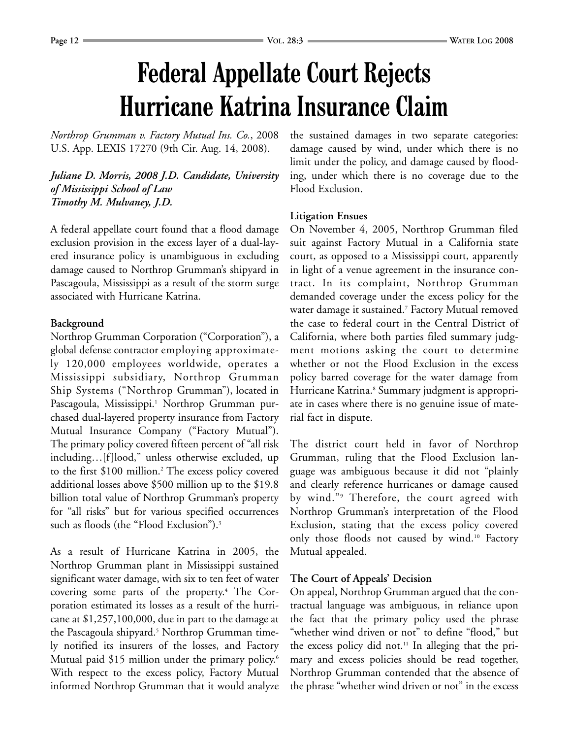# Federal Appellate Court Rejects Hurricane Katrina Insurance Claim

*Northrop Grumman v. Factory Mutual Ins. Co.*, 2008 U.S. App. LEXIS 17270 (9th Cir. Aug. 14, 2008).

***Juliane D. Morris, 2008 J.D. Candidate, University of Mississippi School of Law***
***Timothy M. Mulvaney, J.D.***

A federal appellate court found that a flood damage exclusion provision in the excess layer of a dual-layered insurance policy is unambiguous in excluding damage caused to Northrop Grumman's shipyard in Pascagoula, Mississippi as a result of the storm surge associated with Hurricane Katrina.

**Background**

Northrop Grumman Corporation ("Corporation"), a global defense contractor employing approximately 120,000 employees worldwide, operates a Mississippi subsidiary, Northrop Grumman Ship Systems ("Northrop Grumman"), located in Pascagoula, Mississippi.[1] Northrop Grumman purchased dual-layered property insurance from Factory Mutual Insurance Company ("Factory Mutual"). The primary policy covered fifteen percent of "all risk including…[f]lood," unless otherwise excluded, up to the first $100 million.[2] The excess policy covered additional losses above $500 million up to the $19.8 billion total value of Northrop Grumman's property for "all risks" but for various specified occurrences such as floods (the "Flood Exclusion").[3]

As a result of Hurricane Katrina in 2005, the Northrop Grumman plant in Mississippi sustained significant water damage, with six to ten feet of water covering some parts of the property.[4] The Corporation estimated its losses as a result of the hurricane at $1,257,100,000, due in part to the damage at the Pascagoula shipyard.[5] Northrop Grumman timely notified its insurers of the losses, and Factory Mutual paid $15 million under the primary policy.[6] With respect to the excess policy, Factory Mutual informed Northrop Grumman that it would analyze the sustained damages in two separate categories: damage caused by wind, under which there is no limit under the policy, and damage caused by flooding, under which there is no coverage due to the Flood Exclusion.

**Litigation Ensues**

On November 4, 2005, Northrop Grumman filed suit against Factory Mutual in a California state court, as opposed to a Mississippi court, apparently in light of a venue agreement in the insurance contract. In its complaint, Northrop Grumman demanded coverage under the excess policy for the water damage it sustained.[7] Factory Mutual removed the case to federal court in the Central District of California, where both parties filed summary judgment motions asking the court to determine whether or not the Flood Exclusion in the excess policy barred coverage for the water damage from Hurricane Katrina.[8] Summary judgment is appropriate in cases where there is no genuine issue of material fact in dispute.

The district court held in favor of Northrop Grumman, ruling that the Flood Exclusion language was ambiguous because it did not "plainly and clearly reference hurricanes or damage caused by wind."[9] Therefore, the court agreed with Northrop Grumman's interpretation of the Flood Exclusion, stating that the excess policy covered only those floods not caused by wind.[10] Factory Mutual appealed.

**The Court of Appeals' Decision**

On appeal, Northrop Grumman argued that the contractual language was ambiguous, in reliance upon the fact that the primary policy used the phrase "whether wind driven or not" to define "flood," but the excess policy did not.[11] In alleging that the primary and excess policies should be read together, Northrop Grumman contended that the absence of the phrase "whether wind driven or not" in the excess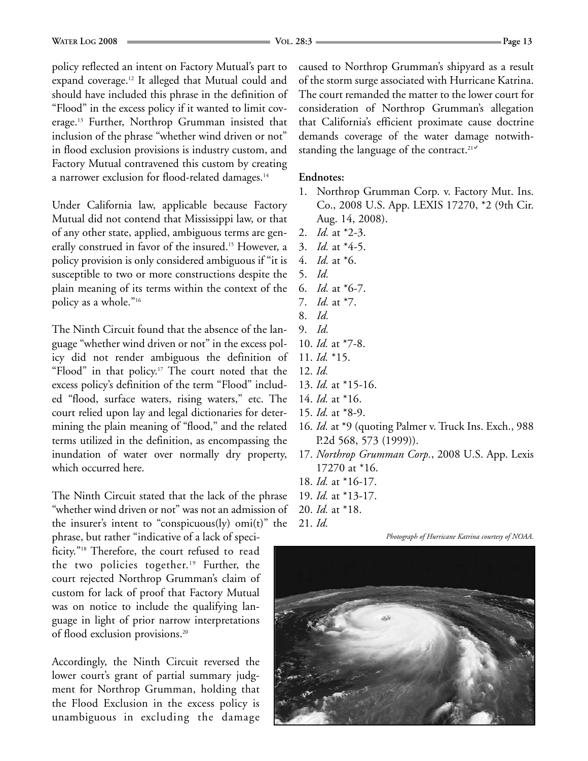policy reflected an intent on Factory Mutual's part to expand coverage.[12] It alleged that Mutual could and should have included this phrase in the definition of "Flood" in the excess policy if it wanted to limit coverage.[13] Further, Northrop Grumman insisted that inclusion of the phrase "whether wind driven or not" in flood exclusion provisions is industry custom, and Factory Mutual contravened this custom by creating a narrower exclusion for flood-related damages.[14]

Under California law, applicable because Factory Mutual did not contend that Mississippi law, or that of any other state, applied, ambiguous terms are generally construed in favor of the insured.[15] However, a policy provision is only considered ambiguous if "it is susceptible to two or more constructions despite the plain meaning of its terms within the context of the policy as a whole."[16]

The Ninth Circuit found that the absence of the language "whether wind driven or not" in the excess policy did not render ambiguous the definition of "Flood" in that policy.[17] The court noted that the excess policy's definition of the term "Flood" included "flood, surface waters, rising waters," etc. The court relied upon lay and legal dictionaries for determining the plain meaning of "flood," and the related terms utilized in the definition, as encompassing the inundation of water over normally dry property, which occurred here.

The Ninth Circuit stated that the lack of the phrase "whether wind driven or not" was not an admission of the insurer's intent to "conspicuous(ly) omi(t)" the phrase, but rather "indicative of a lack of specificity."[18] Therefore, the court refused to read the two policies together.[19] Further, the court rejected Northrop Grumman's claim of custom for lack of proof that Factory Mutual was on notice to include the qualifying language in light of prior narrow interpretations of flood exclusion provisions.[20]

Accordingly, the Ninth Circuit reversed the lower court's grant of partial summary judgment for Northrop Grumman, holding that the Flood Exclusion in the excess policy is unambiguous in excluding the damage caused to Northrop Grumman's shipyard as a result of the storm surge associated with Hurricane Katrina. The court remanded the matter to the lower court for consideration of Northrop Grumman's allegation that California's efficient proximate cause doctrine demands coverage of the water damage notwithstanding the language of the contract.[21]

**Endnotes:**

1. Northrop Grumman Corp. v. Factory Mut. Ins. Co., 2008 U.S. App. LEXIS 17270, *2 (9th Cir. Aug. 14, 2008).
2. *Id.* at *2-3.
3. *Id.* at *4-5.
4. *Id.* at *6.
5. *Id.*
6. *Id.* at *6-7.
7. *Id.* at *7.
8. *Id.*
9. *Id.*
10. *Id.* at *7-8.
11. *Id.* *15.
12. *Id.*
13. *Id.* at *15-16.
14. *Id.* at *16.
15. *Id.* at *8-9.
16. *Id.* at *9 (quoting Palmer v. Truck Ins. Exch., 988 P.2d 568, 573 (1999)).
17. *Northrop Grumman Corp.*, 2008 U.S. App. Lexis 17270 at *16.
18. *Id.* at *16-17.
19. *Id.* at *13-17.
20. *Id.* at *18.
21. *Id.*

*Photograph of Hurricane Katrina courtesy of NOAA.*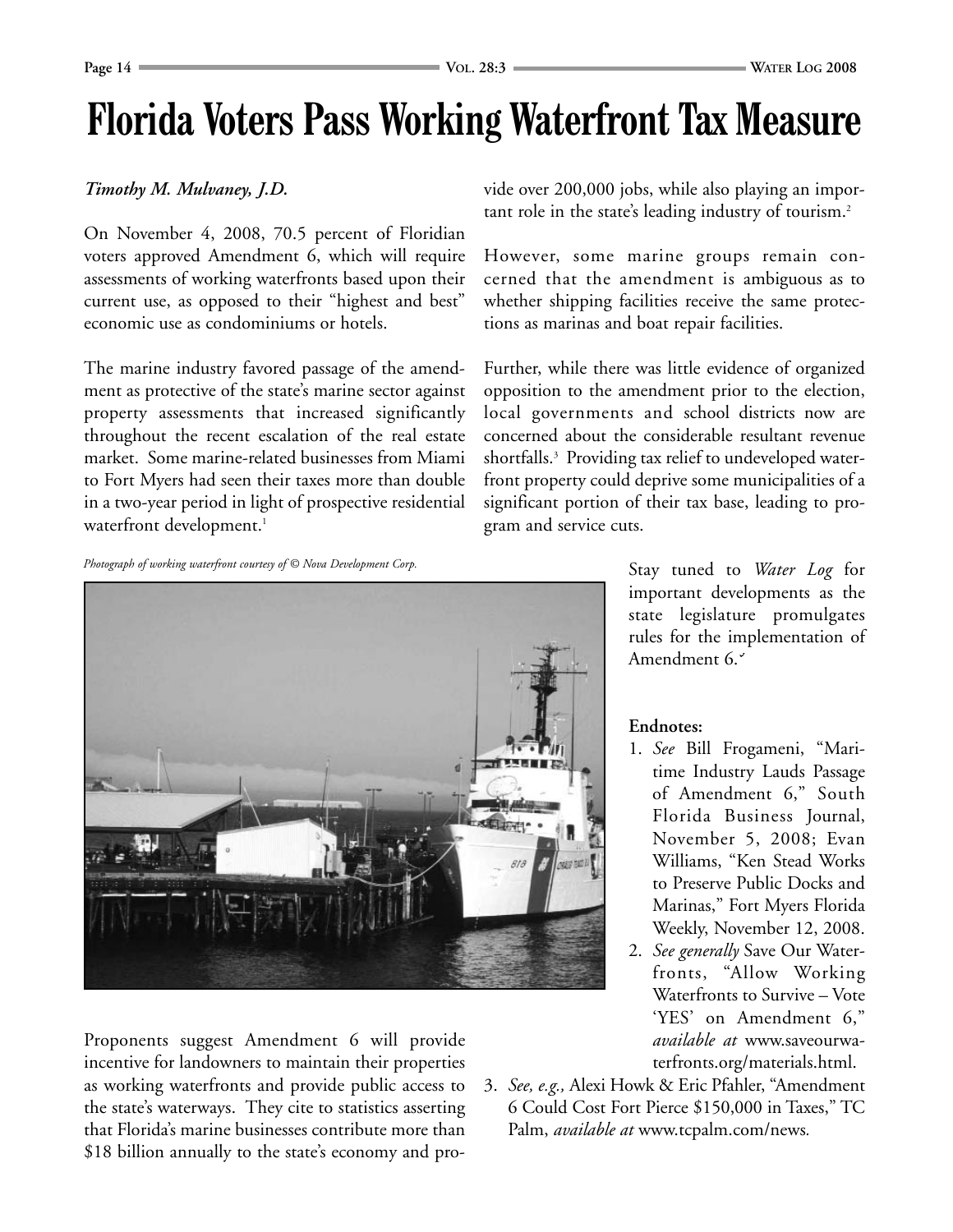# Florida Voters Pass Working Waterfront Tax Measure

*Timothy M. Mulvaney, J.D.*

On November 4, 2008, 70.5 percent of Floridian voters approved Amendment 6, which will require assessments of working waterfronts based upon their current use, as opposed to their "highest and best" economic use as condominiums or hotels.

The marine industry favored passage of the amendment as protective of the state's marine sector against property assessments that increased significantly throughout the recent escalation of the real estate market. Some marine-related businesses from Miami to Fort Myers had seen their taxes more than double in a two-year period in light of prospective residential waterfront development.[1]

*Photograph of working waterfront courtesy of © Nova Development Corp.*

Proponents suggest Amendment 6 will provide incentive for landowners to maintain their properties as working waterfronts and provide public access to the state's waterways. They cite to statistics asserting that Florida's marine businesses contribute more than $18 billion annually to the state's economy and provide over 200,000 jobs, while also playing an important role in the state's leading industry of tourism.[2]

However, some marine groups remain concerned that the amendment is ambiguous as to whether shipping facilities receive the same protections as marinas and boat repair facilities.

Further, while there was little evidence of organized opposition to the amendment prior to the election, local governments and school districts now are concerned about the considerable resultant revenue shortfalls.[3] Providing tax relief to undeveloped waterfront property could deprive some municipalities of a significant portion of their tax base, leading to program and service cuts.

Stay tuned to *Water Log* for important developments as the state legislature promulgates rules for the implementation of Amendment 6.

**Endnotes:**

1. *See* Bill Frogameni, "Maritime Industry Lauds Passage of Amendment 6," South Florida Business Journal, November 5, 2008; Evan Williams, "Ken Stead Works to Preserve Public Docks and Marinas," Fort Myers Florida Weekly, November 12, 2008.
2. *See generally* Save Our Waterfronts, "Allow Working Waterfronts to Survive – Vote 'YES' on Amendment 6," *available at* www.saveourwaterfronts.org/materials.html.
3. *See, e.g.,* Alexi Howk & Eric Pfahler, "Amendment 6 Could Cost Fort Pierce $150,000 in Taxes," TC Palm, *available at* www.tcpalm.com/news.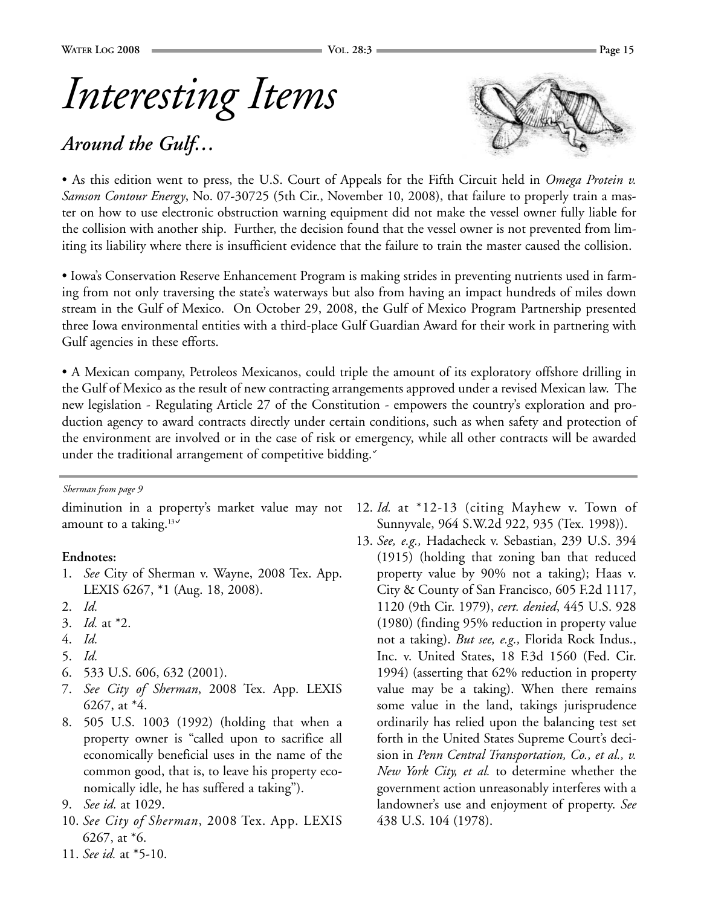# *Interesting Items*

## *Around the Gulf…*

• As this edition went to press, the U.S. Court of Appeals for the Fifth Circuit held in *Omega Protein v. Samson Contour Energy*, No. 07-30725 (5th Cir., November 10, 2008), that failure to properly train a master on how to use electronic obstruction warning equipment did not make the vessel owner fully liable for the collision with another ship. Further, the decision found that the vessel owner is not prevented from limiting its liability where there is insufficient evidence that the failure to train the master caused the collision.

• Iowa's Conservation Reserve Enhancement Program is making strides in preventing nutrients used in farming from not only traversing the state's waterways but also from having an impact hundreds of miles down stream in the Gulf of Mexico. On October 29, 2008, the Gulf of Mexico Program Partnership presented three Iowa environmental entities with a third-place Gulf Guardian Award for their work in partnering with Gulf agencies in these efforts.

• A Mexican company, Petroleos Mexicanos, could triple the amount of its exploratory offshore drilling in the Gulf of Mexico as the result of new contracting arrangements approved under a revised Mexican law. The new legislation - Regulating Article 27 of the Constitution - empowers the country's exploration and production agency to award contracts directly under certain conditions, such as when safety and protection of the environment are involved or in the case of risk or emergency, while all other contracts will be awarded under the traditional arrangement of competitive bidding.

---

*Sherman from page 9*

diminution in a property's market value may not amount to a taking.[13]

**Endnotes:**

1. *See* City of Sherman v. Wayne, 2008 Tex. App. LEXIS 6267, *1 (Aug. 18, 2008).
2. *Id.*
3. *Id.* at *2.
4. *Id.*
5. *Id.*
6. 533 U.S. 606, 632 (2001).
7. *See City of Sherman*, 2008 Tex. App. LEXIS 6267, at *4.
8. 505 U.S. 1003 (1992) (holding that when a property owner is "called upon to sacrifice all economically beneficial uses in the name of the common good, that is, to leave his property economically idle, he has suffered a taking").
9. *See id.* at 1029.
10. *See City of Sherman*, 2008 Tex. App. LEXIS 6267, at *6.
11. *See id.* at *5-10.
12. *Id.* at *12-13 (citing Mayhew v. Town of Sunnyvale, 964 S.W.2d 922, 935 (Tex. 1998)).
13. *See, e.g.,* Hadacheck v. Sebastian, 239 U.S. 394 (1915) (holding that zoning ban that reduced property value by 90% not a taking); Haas v. City & County of San Francisco, 605 F.2d 1117, 1120 (9th Cir. 1979), *cert. denied*, 445 U.S. 928 (1980) (finding 95% reduction in property value not a taking). *But see, e.g.,* Florida Rock Indus., Inc. v. United States, 18 F.3d 1560 (Fed. Cir. 1994) (asserting that 62% reduction in property value may be a taking). When there remains some value in the land, takings jurisprudence ordinarily has relied upon the balancing test set forth in the United States Supreme Court's decision in *Penn Central Transportation, Co., et al., v. New York City, et al.* to determine whether the government action unreasonably interferes with a landowner's use and enjoyment of property. *See* 438 U.S. 104 (1978).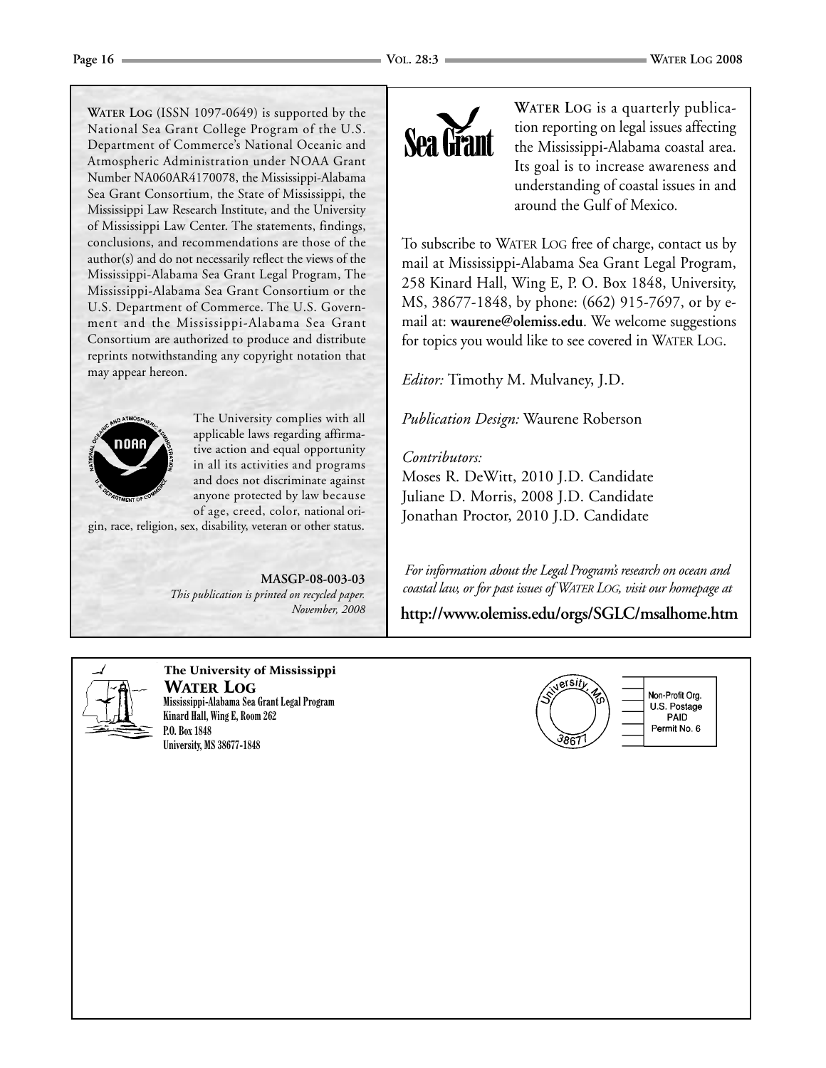**WATER LOG** (ISSN 1097-0649) is supported by the National Sea Grant College Program of the U.S. Department of Commerce's National Oceanic and Atmospheric Administration under NOAA Grant Number NA060AR4170078, the Mississippi-Alabama Sea Grant Consortium, the State of Mississippi, the Mississippi Law Research Institute, and the University of Mississippi Law Center. The statements, findings, conclusions, and recommendations are those of the author(s) and do not necessarily reflect the views of the Mississippi-Alabama Sea Grant Legal Program, The Mississippi-Alabama Sea Grant Consortium or the U.S. Department of Commerce. The U.S. Government and the Mississippi-Alabama Sea Grant Consortium are authorized to produce and distribute reprints notwithstanding any copyright notation that may appear hereon.

The University complies with all applicable laws regarding affirmative action and equal opportunity in all its activities and programs and does not discriminate against anyone protected by law because of age, creed, color, national origin, race, religion, sex, disability, veteran or other status.

**MASGP-08-003-03**
*This publication is printed on recycled paper.*
*November, 2008*

**WATER LOG** is a quarterly publication reporting on legal issues affecting the Mississippi-Alabama coastal area. Its goal is to increase awareness and understanding of coastal issues in and around the Gulf of Mexico.

To subscribe to WATER LOG free of charge, contact us by mail at Mississippi-Alabama Sea Grant Legal Program, 258 Kinard Hall, Wing E, P. O. Box 1848, University, MS, 38677-1848, by phone: (662) 915-7697, or by e-mail at: **waurene@olemiss.edu**. We welcome suggestions for topics you would like to see covered in WATER LOG.

*Editor:* Timothy M. Mulvaney, J.D.

*Publication Design:* Waurene Roberson

*Contributors:*
Moses R. DeWitt, 2010 J.D. Candidate
Juliane D. Morris, 2008 J.D. Candidate
Jonathan Proctor, 2010 J.D. Candidate

*For information about the Legal Program's research on ocean and coastal law, or for past issues of WATER LOG, visit our homepage at*

**http://www.olemiss.edu/orgs/SGLC/msalhome.htm**

**The University of Mississippi**
**WATER LOG**
**Mississippi-Alabama Sea Grant Legal Program**
**Kinard Hall, Wing E, Room 262**
**P.O. Box 1848**
**University, MS 38677-1848**

University, MS 38677

Non-Profit Org.
U.S. Postage
PAID
Permit No. 6